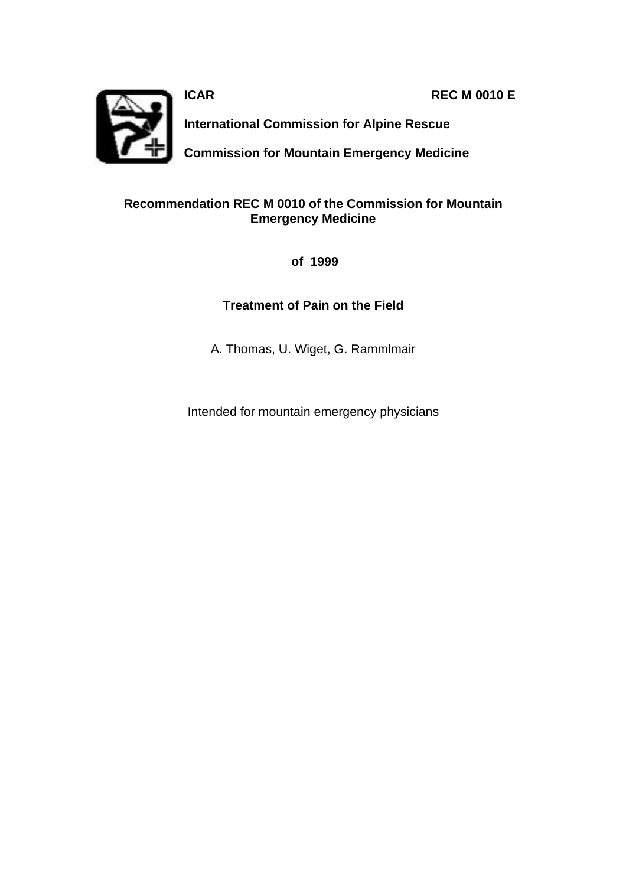**ICAR** **REC M 0010 E**

**International Commission for Alpine Rescue**

**Commission for Mountain Emergency Medicine**

# Recommendation REC M 0010 of the Commission for Mountain Emergency Medicine

**of 1999**

## Treatment of Pain on the Field

A. Thomas, U. Wiget, G. Rammlmair

Intended for mountain emergency physicians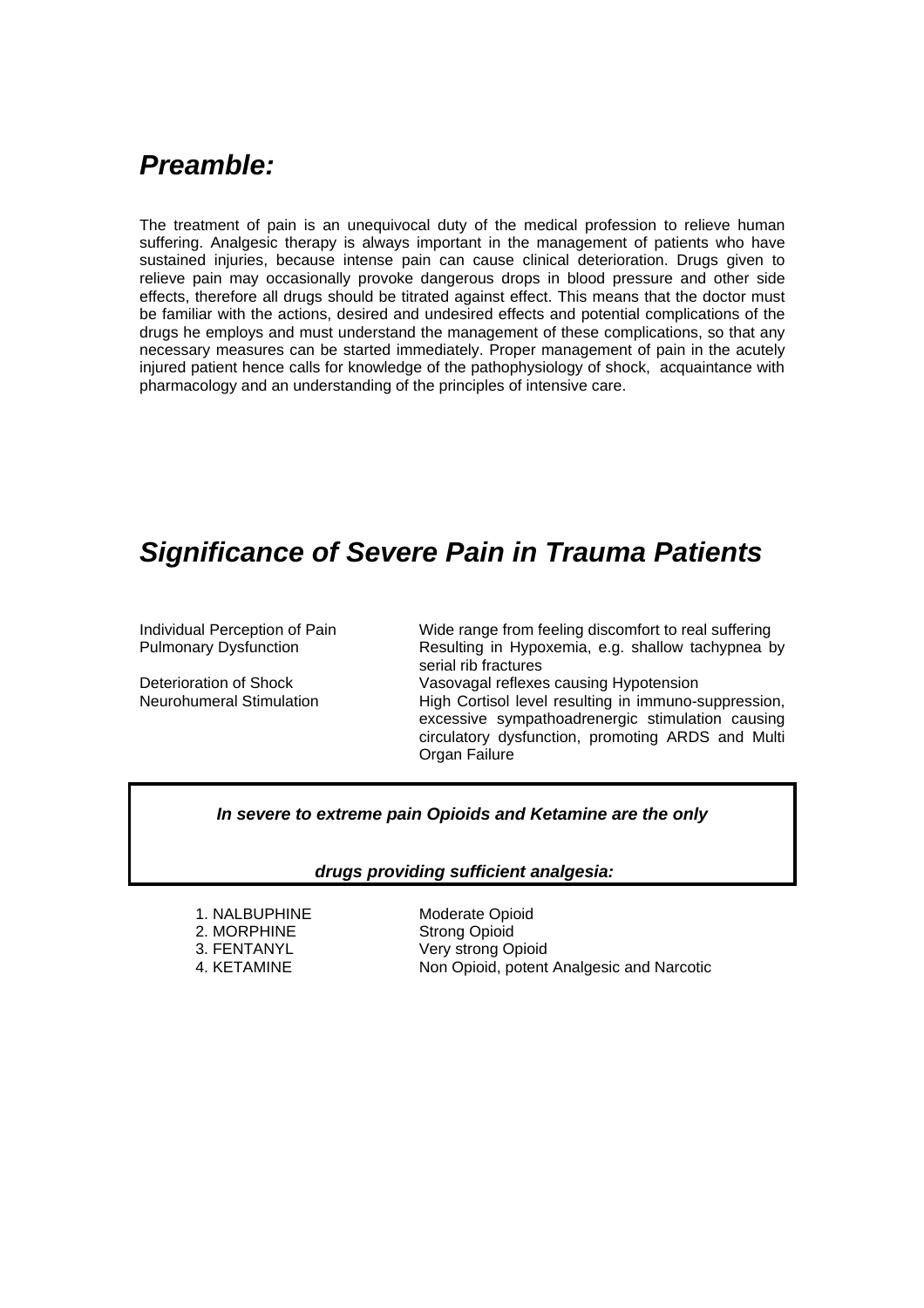## *Preamble:*

The treatment of pain is an unequivocal duty of the medical profession to relieve human suffering. Analgesic therapy is always important in the management of patients who have sustained injuries, because intense pain can cause clinical deterioration. Drugs given to relieve pain may occasionally provoke dangerous drops in blood pressure and other side effects, therefore all drugs should be titrated against effect. This means that the doctor must be familiar with the actions, desired and undesired effects and potential complications of the drugs he employs and must understand the management of these complications, so that any necessary measures can be started immediately. Proper management of pain in the acutely injured patient hence calls for knowledge of the pathophysiology of shock, acquaintance with pharmacology and an understanding of the principles of intensive care.

## *Significance of Severe Pain in Trauma Patients*

| | |
|---|---|
| Individual Perception of Pain | Wide range from feeling discomfort to real suffering |
| Pulmonary Dysfunction | Resulting in Hypoxemia, e.g. shallow tachypnea by serial rib fractures |
| Deterioration of Shock | Vasovagal reflexes causing Hypotension |
| Neurohumeral Stimulation | High Cortisol level resulting in immuno-suppression, excessive sympathoadrenergic stimulation causing circulatory dysfunction, promoting ARDS and Multi Organ Failure |

***In severe to extreme pain Opioids and Ketamine are the only drugs providing sufficient analgesia:***

| | |
|---|---|
| 1. NALBUPHINE | Moderate Opioid |
| 2. MORPHINE | Strong Opioid |
| 3. FENTANYL | Very strong Opioid |
| 4. KETAMINE | Non Opioid, potent Analgesic and Narcotic |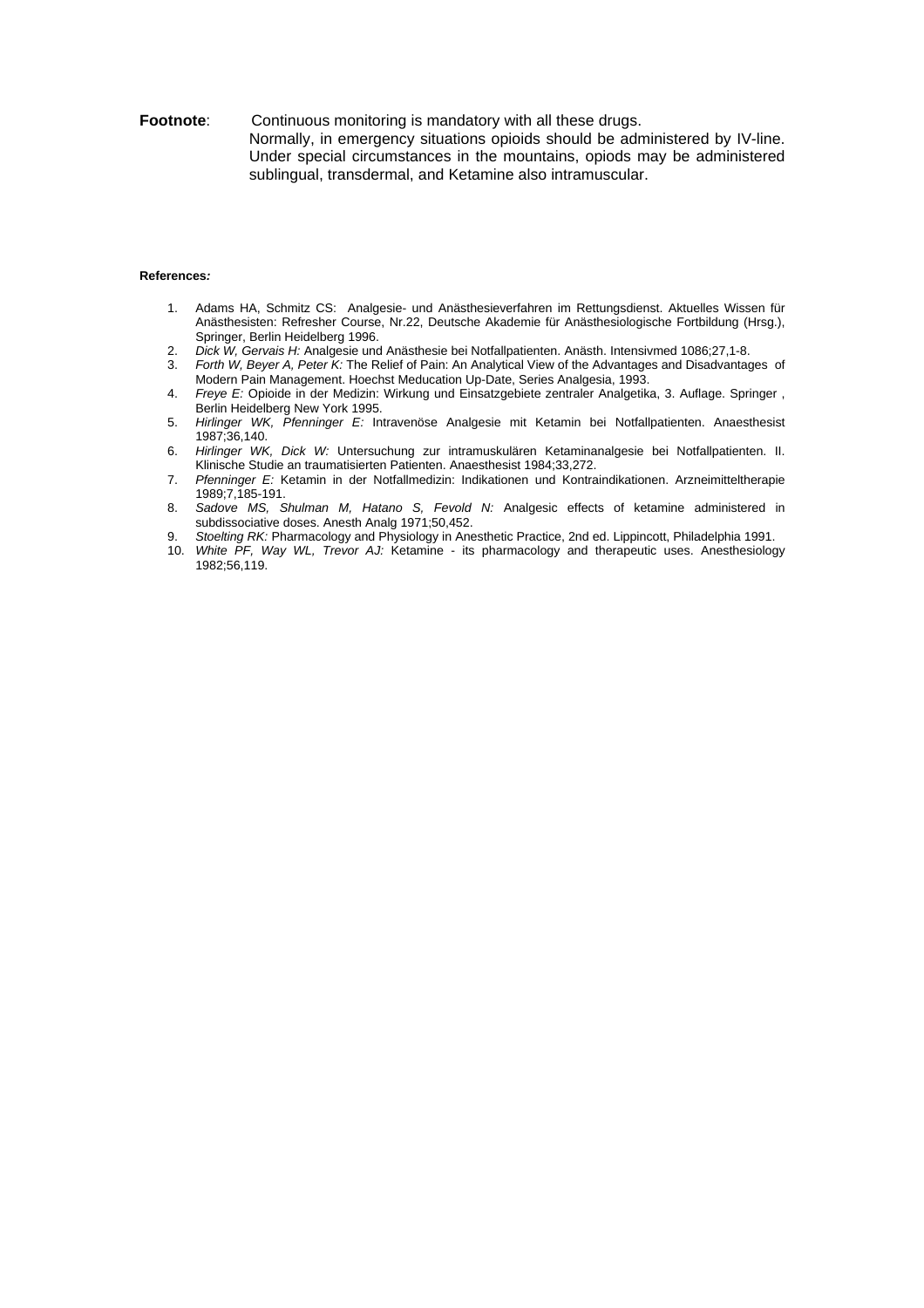**Footnote**: Continuous monitoring is mandatory with all these drugs.
Normally, in emergency situations opioids should be administered by IV-line. Under special circumstances in the mountains, opiods may be administered sublingual, transdermal, and Ketamine also intramuscular.

**References*:***

1. Adams HA, Schmitz CS: Analgesie- und Anästhesieverfahren im Rettungsdienst. Aktuelles Wissen für Anästhesisten: Refresher Course, Nr.22, Deutsche Akademie für Anästhesiologische Fortbildung (Hrsg.), Springer, Berlin Heidelberg 1996.
2. *Dick W, Gervais H:* Analgesie und Anästhesie bei Notfallpatienten. Anästh. Intensivmed 1086;27,1-8.
3. *Forth W, Beyer A, Peter K:* The Relief of Pain: An Analytical View of the Advantages and Disadvantages of Modern Pain Management. Hoechst Meducation Up-Date, Series Analgesia, 1993.
4. *Freye E:* Opioide in der Medizin: Wirkung und Einsatzgebiete zentraler Analgetika, 3. Auflage. Springer , Berlin Heidelberg New York 1995.
5. *Hirlinger WK, Pfenninger E:* Intravenöse Analgesie mit Ketamin bei Notfallpatienten. Anaesthesist 1987;36,140.
6. *Hirlinger WK, Dick W:* Untersuchung zur intramuskulären Ketaminanalgesie bei Notfallpatienten. II. Klinische Studie an traumatisierten Patienten. Anaesthesist 1984;33,272.
7. *Pfenninger E:* Ketamin in der Notfallmedizin: Indikationen und Kontraindikationen. Arzneimitteltherapie 1989;7,185-191.
8. *Sadove MS, Shulman M, Hatano S, Fevold N:* Analgesic effects of ketamine administered in subdissociative doses. Anesth Analg 1971;50,452.
9. *Stoelting RK:* Pharmacology and Physiology in Anesthetic Practice, 2nd ed. Lippincott, Philadelphia 1991.
10. *White PF, Way WL, Trevor AJ:* Ketamine - its pharmacology and therapeutic uses. Anesthesiology 1982;56,119.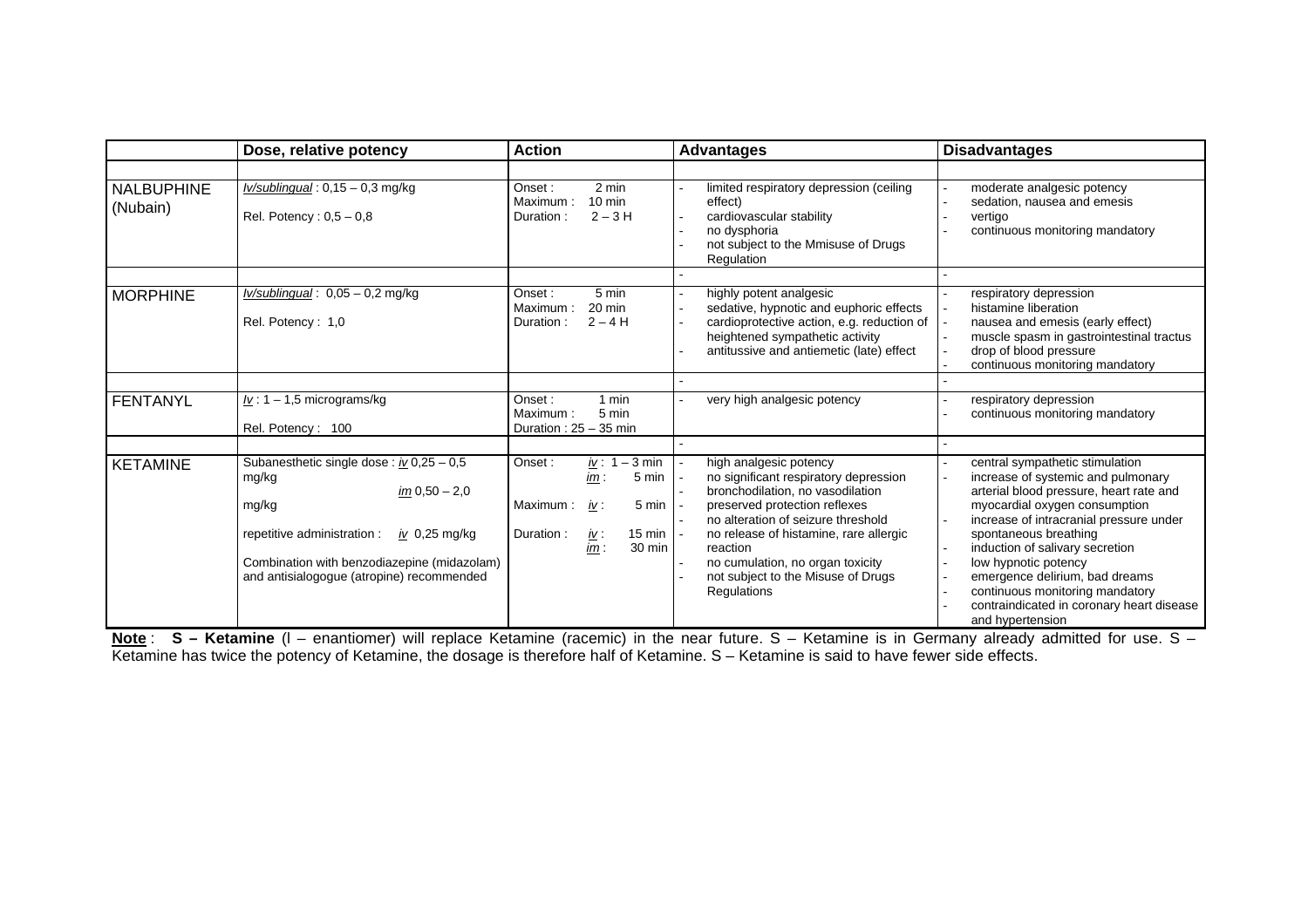| | Dose, relative potency | Action | Advantages | Disadvantages |
|---|---|---|---|---|
| | | | | |
| NALBUPHINE (Nubain) | *Iv/sublingual* : 0,15 – 0,3 mg/kg<br><br>Rel. Potency : 0,5 – 0,8 | Onset : 2 min<br>Maximum : 10 min<br>Duration : 2 – 3 H | - limited respiratory depression (ceiling effect)<br>- cardiovascular stability<br>- no dysphoria<br>- not subject to the Mmisuse of Drugs Regulation | - moderate analgesic potency<br>- sedation, nausea and emesis<br>- vertigo<br>- continuous monitoring mandatory |
| | | | - | - |
| MORPHINE | *Iv/sublingual* : 0,05 – 0,2 mg/kg<br><br>Rel. Potency : 1,0 | Onset : 5 min<br>Maximum : 20 min<br>Duration : 2 – 4 H | - highly potent analgesic<br>- sedative, hypnotic and euphoric effects<br>- cardioprotective action, e.g. reduction of heightened sympathetic activity<br>- antitussive and antiemetic (late) effect | - respiratory depression<br>- histamine liberation<br>- nausea and emesis (early effect)<br>- muscle spasm in gastrointestinal tractus<br>- drop of blood pressure<br>- continuous monitoring mandatory |
| | | | - | - |
| FENTANYL | *Iv* : 1 – 1,5 micrograms/kg<br><br>Rel. Potency : 100 | Onset : 1 min<br>Maximum : 5 min<br>Duration : 25 – 35 min | - very high analgesic potency | - respiratory depression<br>- continuous monitoring mandatory |
| | | | - | - |
| KETAMINE | Subanesthetic single dose : *iv* 0,25 – 0,5 mg/kg<br>*im* 0,50 – 2,0 mg/kg<br><br>repetitive administration : *iv* 0,25 mg/kg<br><br>Combination with benzodiazepine (midazolam) and antisialogogue (atropine) recommended | Onset : *iv* : 1 – 3 min<br>*im* : 5 min<br>Maximum : *iv* : 5 min<br>Duration : *iv* : 15 min<br>*im* : 30 min | - high analgesic potency<br>- no significant respiratory depression<br>- bronchodilation, no vasodilation<br>- preserved protection reflexes<br>- no alteration of seizure threshold<br>- no release of histamine, rare allergic reaction<br>- no cumulation, no organ toxicity<br>- not subject to the Misuse of Drugs Regulations | - central sympathetic stimulation<br>- increase of systemic and pulmonary arterial blood pressure, heart rate and myocardial oxygen consumption<br>- increase of intracranial pressure under spontaneous breathing<br>- induction of salivary secretion<br>- low hypnotic potency<br>- emergence delirium, bad dreams<br>- continuous monitoring mandatory<br>- contraindicated in coronary heart disease and hypertension |

**Note** : **S – Ketamine** (l – enantiomer) will replace Ketamine (racemic) in the near future. S – Ketamine is in Germany already admitted for use. S – Ketamine has twice the potency of Ketamine, the dosage is therefore half of Ketamine. S – Ketamine is said to have fewer side effects.